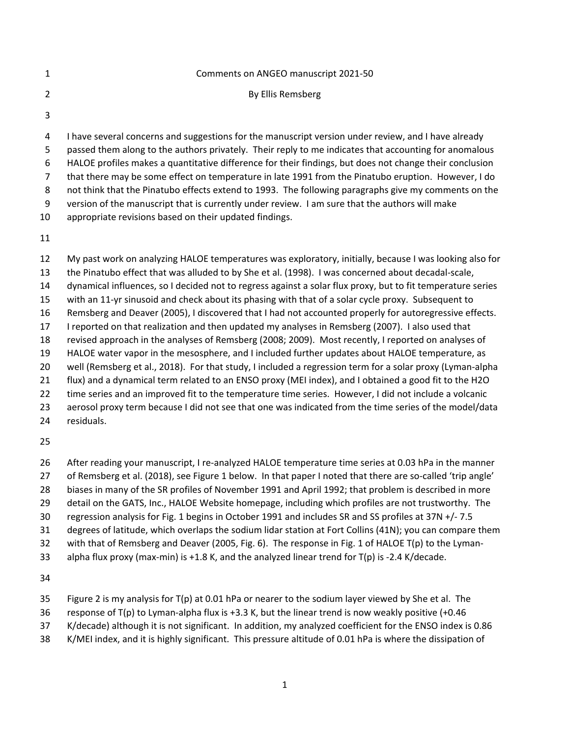Comments on ANGEO manuscript 2021-50

By Ellis Remsberg

I have several concerns and suggestions for the manuscript version under review, and I have already passed them along to the authors privately. Their reply to me indicates that accounting for anomalous HALOE profiles makes a quantitative difference for their findings, but does not change their conclusion that there may be some effect on temperature in late 1991 from the Pinatubo eruption. However, I do not think that the Pinatubo effects extend to 1993. The following paragraphs give my comments on the version of the manuscript that is currently under review. I am sure that the authors will make appropriate revisions based on their updated findings.

My past work on analyzing HALOE temperatures was exploratory, initially, because I was looking also for the Pinatubo effect that was alluded to by She et al. (1998). I was concerned about decadal-scale, dynamical influences, so I decided not to regress against a solar flux proxy, but to fit temperature series with an 11-yr sinusoid and check about its phasing with that of a solar cycle proxy. Subsequent to Remsberg and Deaver (2005), I discovered that I had not accounted properly for autoregressive effects. I reported on that realization and then updated my analyses in Remsberg (2007). I also used that revised approach in the analyses of Remsberg (2008; 2009). Most recently, I reported on analyses of HALOE water vapor in the mesosphere, and I included further updates about HALOE temperature, as well (Remsberg et al., 2018). For that study, I included a regression term for a solar proxy (Lyman-alpha flux) and a dynamical term related to an ENSO proxy (MEI index), and I obtained a good fit to the $H_2O$ time series and an improved fit to the temperature time series. However, I did not include a volcanic aerosol proxy term because I did not see that one was indicated from the time series of the model/data residuals.

After reading your manuscript, I re-analyzed HALOE temperature time series at 0.03 hPa in the manner of Remsberg et al. (2018), see Figure 1 below. In that paper I noted that there are so-called 'trip angle' biases in many of the SR profiles of November 1991 and April 1992; that problem is described in more detail on the GATS, Inc., HALOE Website homepage, including which profiles are not trustworthy. The regression analysis for Fig. 1 begins in October 1991 and includes SR and SS profiles at 37N +/- 7.5 degrees of latitude, which overlaps the sodium lidar station at Fort Collins (41N); you can compare them with that of Remsberg and Deaver (2005, Fig. 6). The response in Fig. 1 of HALOE T(p) to the Lyman-alpha flux proxy (max-min) is +1.8 K, and the analyzed linear trend for T(p) is -2.4 K/decade.

Figure 2 is my analysis for T(p) at 0.01 hPa or nearer to the sodium layer viewed by She et al. The response of T(p) to Lyman-alpha flux is +3.3 K, but the linear trend is now weakly positive (+0.46 K/decade) although it is not significant. In addition, my analyzed coefficient for the ENSO index is 0.86 K/MEI index, and it is highly significant. This pressure altitude of 0.01 hPa is where the dissipation of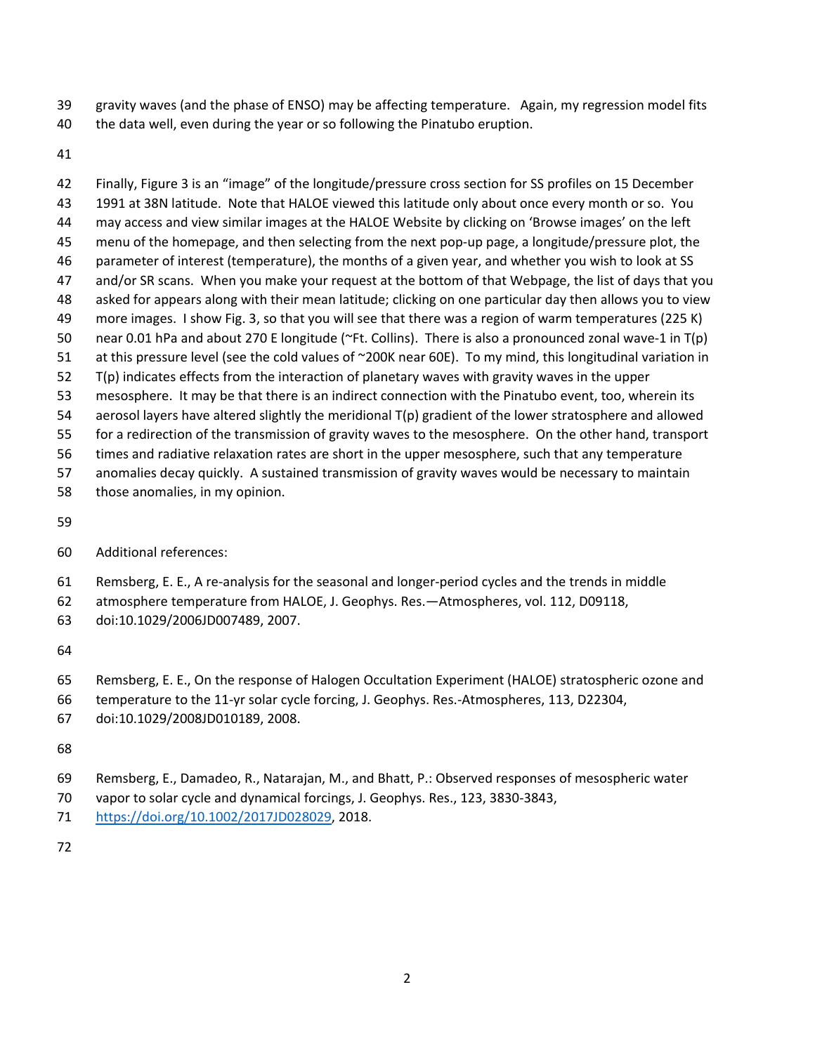gravity waves (and the phase of ENSO) may be affecting temperature. Again, my regression model fits the data well, even during the year or so following the Pinatubo eruption.

Finally, Figure 3 is an "image" of the longitude/pressure cross section for SS profiles on 15 December 1991 at 38N latitude. Note that HALOE viewed this latitude only about once every month or so. You may access and view similar images at the HALOE Website by clicking on 'Browse images' on the left menu of the homepage, and then selecting from the next pop-up page, a longitude/pressure plot, the parameter of interest (temperature), the months of a given year, and whether you wish to look at SS and/or SR scans. When you make your request at the bottom of that Webpage, the list of days that you asked for appears along with their mean latitude; clicking on one particular day then allows you to view more images. I show Fig. 3, so that you will see that there was a region of warm temperatures (225 K) near 0.01 hPa and about 270 E longitude (~Ft. Collins). There is also a pronounced zonal wave-1 in T(p) at this pressure level (see the cold values of ~200K near 60E). To my mind, this longitudinal variation in T(p) indicates effects from the interaction of planetary waves with gravity waves in the upper mesosphere. It may be that there is an indirect connection with the Pinatubo event, too, wherein its aerosol layers have altered slightly the meridional T(p) gradient of the lower stratosphere and allowed for a redirection of the transmission of gravity waves to the mesosphere. On the other hand, transport times and radiative relaxation rates are short in the upper mesosphere, such that any temperature anomalies decay quickly. A sustained transmission of gravity waves would be necessary to maintain those anomalies, in my opinion.

Additional references:

Remsberg, E. E., A re-analysis for the seasonal and longer-period cycles and the trends in middle atmosphere temperature from HALOE, J. Geophys. Res.—Atmospheres, vol. 112, D09118, doi:10.1029/2006JD007489, 2007.

Remsberg, E. E., On the response of Halogen Occultation Experiment (HALOE) stratospheric ozone and temperature to the 11-yr solar cycle forcing, J. Geophys. Res.-Atmospheres, 113, D22304, doi:10.1029/2008JD010189, 2008.

Remsberg, E., Damadeo, R., Natarajan, M., and Bhatt, P.: Observed responses of mesospheric water vapor to solar cycle and dynamical forcings, J. Geophys. Res., 123, 3830-3843, https://doi.org/10.1002/2017JD028029, 2018.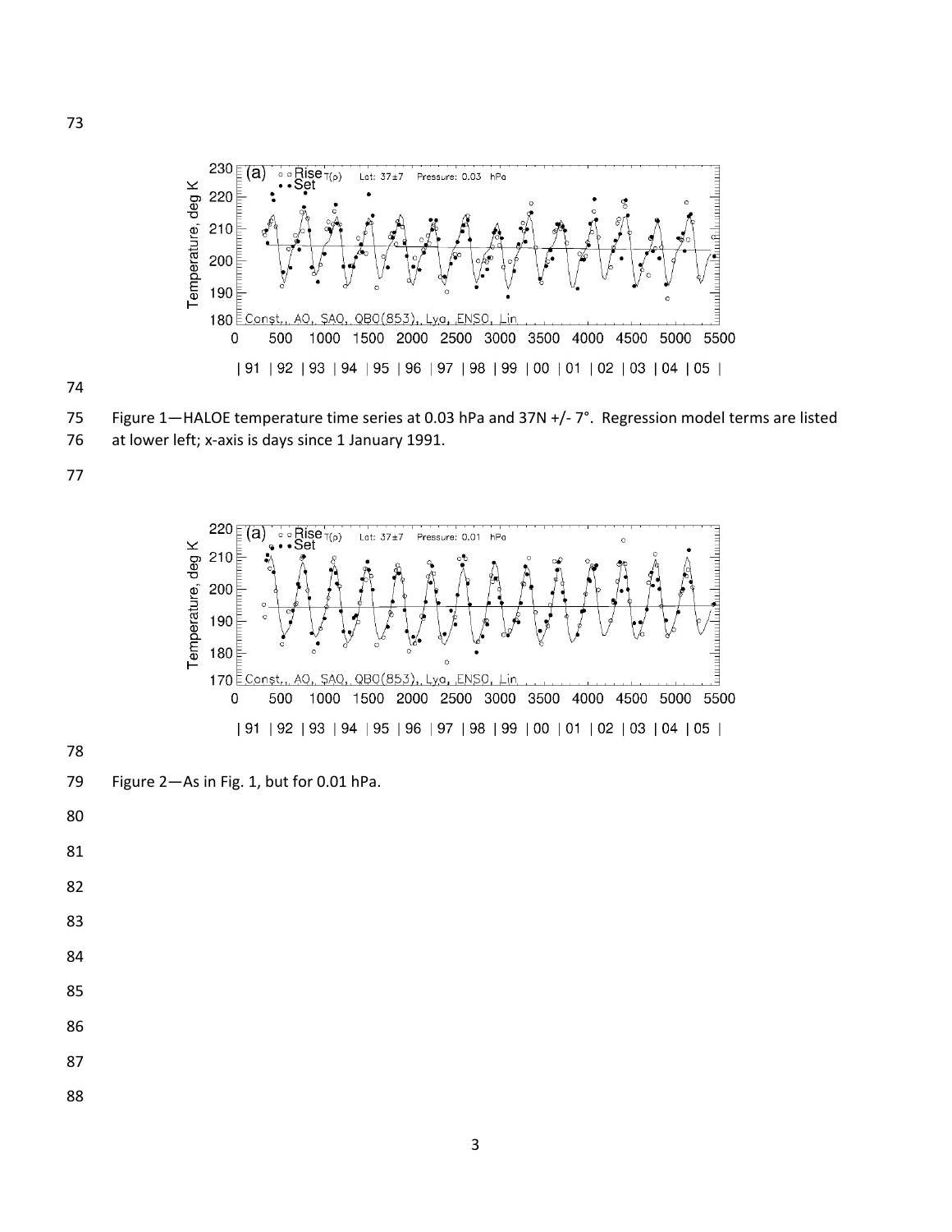Figure 1—HALOE temperature time series at 0.03 hPa and 37N +/- 7°. Regression model terms are listed at lower left; x-axis is days since 1 January 1991.

Figure 2—As in Fig. 1, but for 0.01 hPa.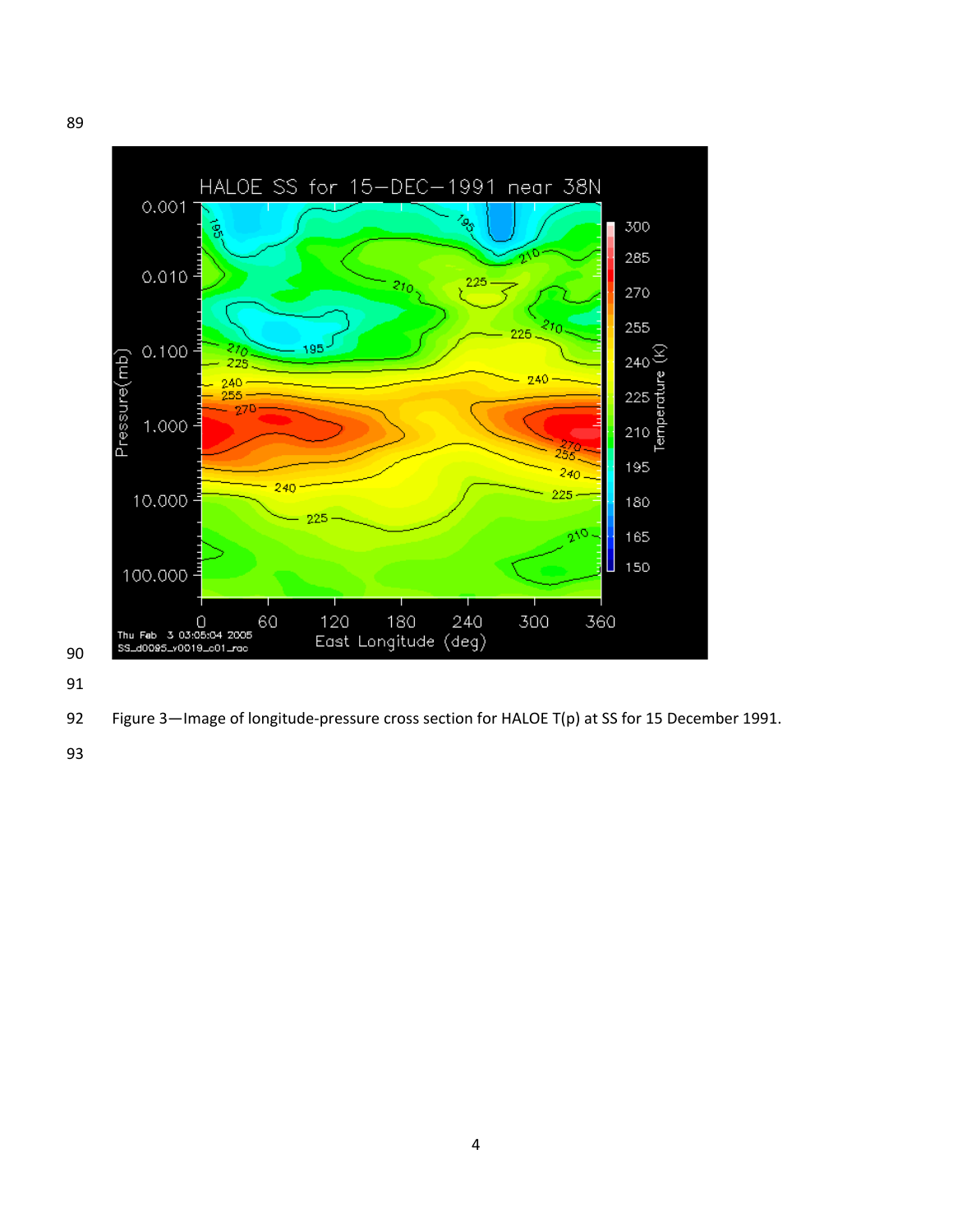HALOE SS for 15-DEC-1991 near 38N

0.001
0.010
0.100
1.000
10.000
100.000

Pressure(mb)

195
195
210
225
210
210
195
225
210
225
240
255
270
240
270
255
240
240
225
225
210

300
285
270
255
240
225
210
195
180
165
150

Temperature (K)

0 60 120 180 240 300 360

East Longitude (deg)

Thu Feb 3 03:05:04 2005
SS_d0095_v0019_c01_rac

Figure 3—Image of longitude-pressure cross section for HALOE T(p) at SS for 15 December 1991.